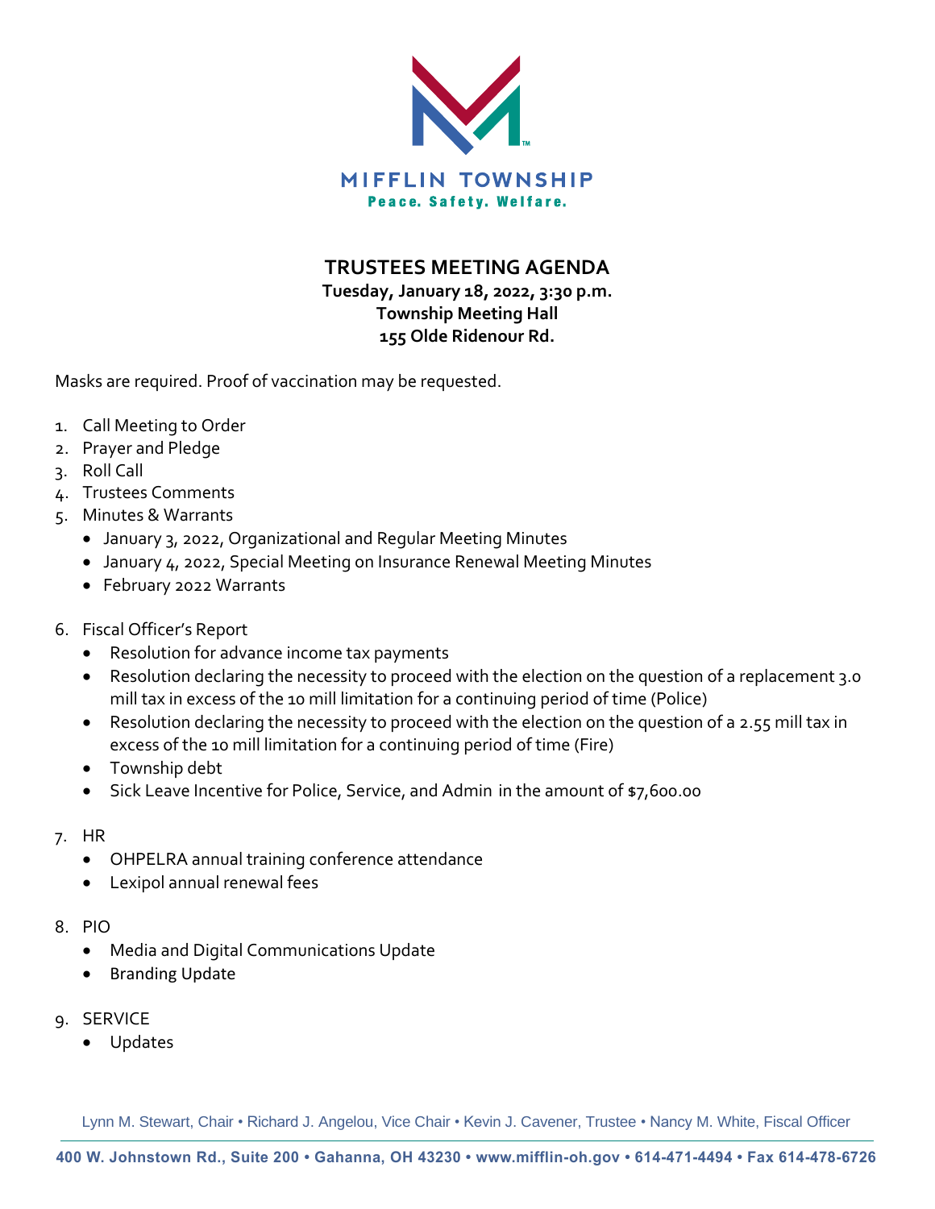MIFFLIN TOWNSHIP

Peace. Safety. Welfare.

# TRUSTEES MEETING AGENDA

**Tuesday, January 18, 2022, 3:30 p.m.**
**Township Meeting Hall**
**155 Olde Ridenour Rd.**

Masks are required. Proof of vaccination may be requested.

1. Call Meeting to Order
2. Prayer and Pledge
3. Roll Call
4. Trustees Comments
5. Minutes & Warrants
   - January 3, 2022, Organizational and Regular Meeting Minutes
   - January 4, 2022, Special Meeting on Insurance Renewal Meeting Minutes
   - February 2022 Warrants
6. Fiscal Officer's Report
   - Resolution for advance income tax payments
   - Resolution declaring the necessity to proceed with the election on the question of a replacement 3.0 mill tax in excess of the 10 mill limitation for a continuing period of time (Police)
   - Resolution declaring the necessity to proceed with the election on the question of a 2.55 mill tax in excess of the 10 mill limitation for a continuing period of time (Fire)
   - Township debt
   - Sick Leave Incentive for Police, Service, and Admin in the amount of $7,600.00
7. HR
   - OHPELRA annual training conference attendance
   - Lexipol annual renewal fees
8. PIO
   - Media and Digital Communications Update
   - Branding Update
9. SERVICE
   - Updates

Lynn M. Stewart, Chair • Richard J. Angelou, Vice Chair • Kevin J. Cavener, Trustee • Nancy M. White, Fiscal Officer

400 W. Johnstown Rd., Suite 200 • Gahanna, OH 43230 • www.mifflin-oh.gov • 614-471-4494 • Fax 614-478-6726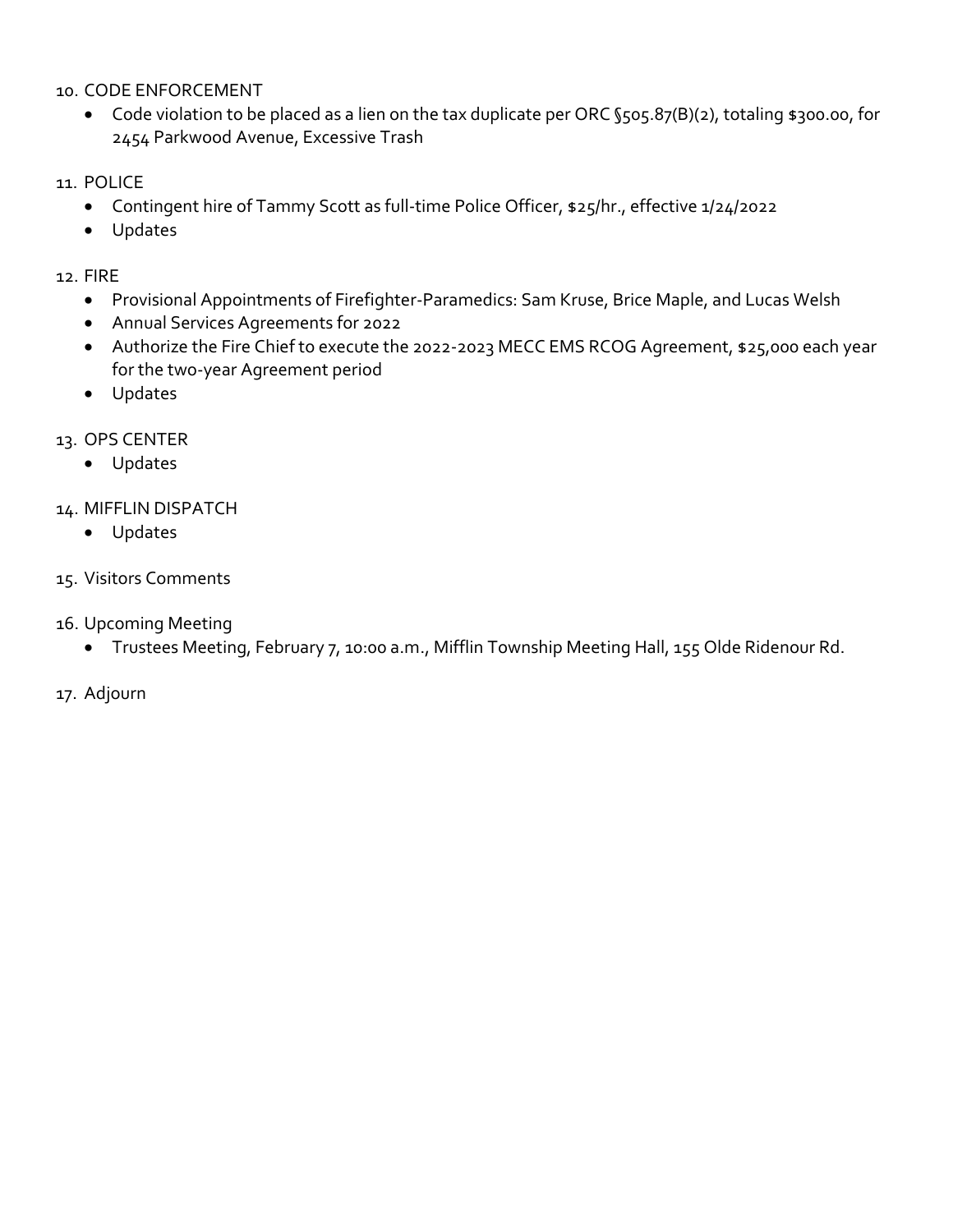10. CODE ENFORCEMENT
    - Code violation to be placed as a lien on the tax duplicate per ORC §505.87(B)(2), totaling $300.00, for 2454 Parkwood Avenue, Excessive Trash

11. POLICE
    - Contingent hire of Tammy Scott as full-time Police Officer, $25/hr., effective 1/24/2022
    - Updates

12. FIRE
    - Provisional Appointments of Firefighter-Paramedics: Sam Kruse, Brice Maple, and Lucas Welsh
    - Annual Services Agreements for 2022
    - Authorize the Fire Chief to execute the 2022-2023 MECC EMS RCOG Agreement, $25,000 each year for the two-year Agreement period
    - Updates

13. OPS CENTER
    - Updates

14. MIFFLIN DISPATCH
    - Updates

15. Visitors Comments

16. Upcoming Meeting
    - Trustees Meeting, February 7, 10:00 a.m., Mifflin Township Meeting Hall, 155 Olde Ridenour Rd.

17. Adjourn